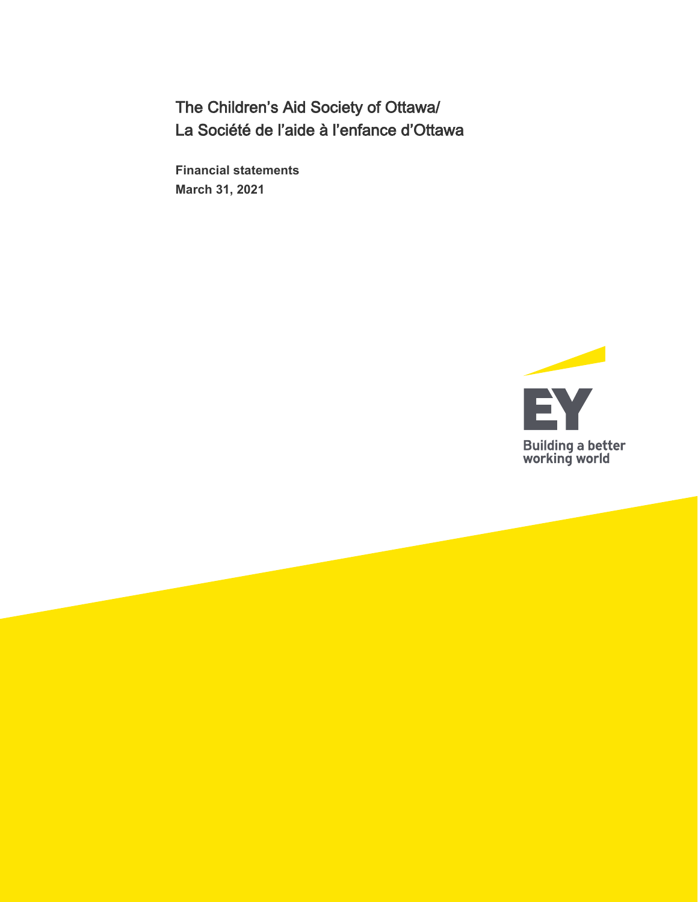# The Children's Aid Society of Ottawa/
# La Société de l'aide à l'enfance d'Ottawa

**Financial statements**
**March 31, 2021**

Building a better working world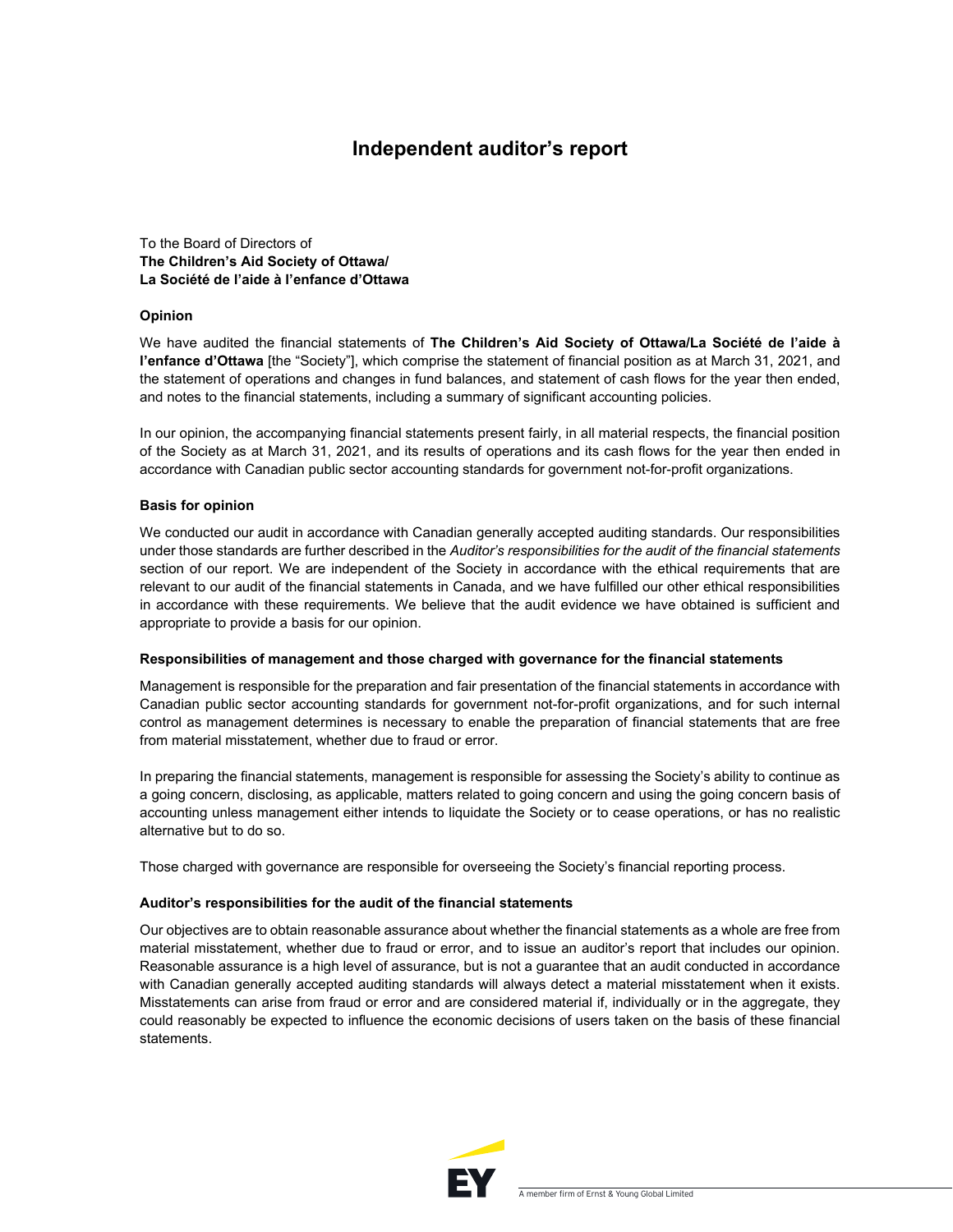# Independent auditor's report

To the Board of Directors of
**The Children's Aid Society of Ottawa/**
**La Société de l'aide à l'enfance d'Ottawa**

### Opinion

We have audited the financial statements of **The Children's Aid Society of Ottawa/La Société de l'aide à l'enfance d'Ottawa** [the "Society"], which comprise the statement of financial position as at March 31, 2021, and the statement of operations and changes in fund balances, and statement of cash flows for the year then ended, and notes to the financial statements, including a summary of significant accounting policies.

In our opinion, the accompanying financial statements present fairly, in all material respects, the financial position of the Society as at March 31, 2021, and its results of operations and its cash flows for the year then ended in accordance with Canadian public sector accounting standards for government not-for-profit organizations.

### Basis for opinion

We conducted our audit in accordance with Canadian generally accepted auditing standards. Our responsibilities under those standards are further described in the *Auditor's responsibilities for the audit of the financial statements* section of our report. We are independent of the Society in accordance with the ethical requirements that are relevant to our audit of the financial statements in Canada, and we have fulfilled our other ethical responsibilities in accordance with these requirements. We believe that the audit evidence we have obtained is sufficient and appropriate to provide a basis for our opinion.

### Responsibilities of management and those charged with governance for the financial statements

Management is responsible for the preparation and fair presentation of the financial statements in accordance with Canadian public sector accounting standards for government not-for-profit organizations, and for such internal control as management determines is necessary to enable the preparation of financial statements that are free from material misstatement, whether due to fraud or error.

In preparing the financial statements, management is responsible for assessing the Society's ability to continue as a going concern, disclosing, as applicable, matters related to going concern and using the going concern basis of accounting unless management either intends to liquidate the Society or to cease operations, or has no realistic alternative but to do so.

Those charged with governance are responsible for overseeing the Society's financial reporting process.

### Auditor's responsibilities for the audit of the financial statements

Our objectives are to obtain reasonable assurance about whether the financial statements as a whole are free from material misstatement, whether due to fraud or error, and to issue an auditor's report that includes our opinion. Reasonable assurance is a high level of assurance, but is not a guarantee that an audit conducted in accordance with Canadian generally accepted auditing standards will always detect a material misstatement when it exists. Misstatements can arise from fraud or error and are considered material if, individually or in the aggregate, they could reasonably be expected to influence the economic decisions of users taken on the basis of these financial statements.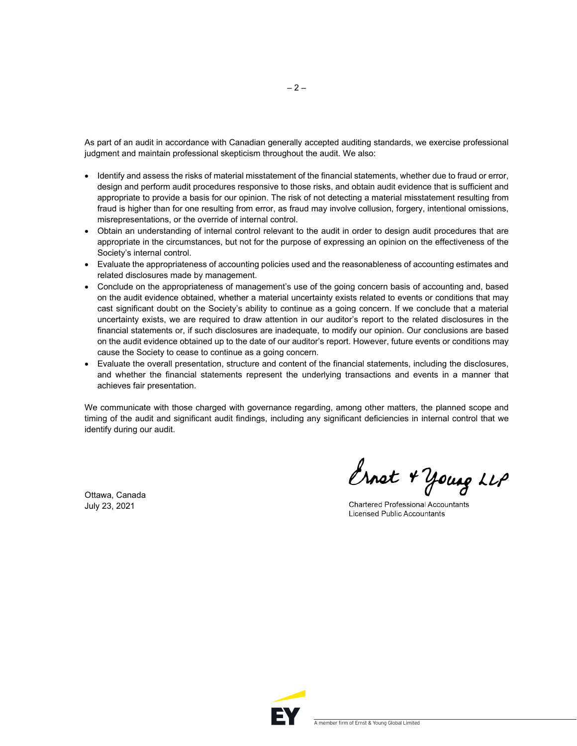As part of an audit in accordance with Canadian generally accepted auditing standards, we exercise professional judgment and maintain professional skepticism throughout the audit. We also:

- Identify and assess the risks of material misstatement of the financial statements, whether due to fraud or error, design and perform audit procedures responsive to those risks, and obtain audit evidence that is sufficient and appropriate to provide a basis for our opinion. The risk of not detecting a material misstatement resulting from fraud is higher than for one resulting from error, as fraud may involve collusion, forgery, intentional omissions, misrepresentations, or the override of internal control.
- Obtain an understanding of internal control relevant to the audit in order to design audit procedures that are appropriate in the circumstances, but not for the purpose of expressing an opinion on the effectiveness of the Society's internal control.
- Evaluate the appropriateness of accounting policies used and the reasonableness of accounting estimates and related disclosures made by management.
- Conclude on the appropriateness of management's use of the going concern basis of accounting and, based on the audit evidence obtained, whether a material uncertainty exists related to events or conditions that may cast significant doubt on the Society's ability to continue as a going concern. If we conclude that a material uncertainty exists, we are required to draw attention in our auditor's report to the related disclosures in the financial statements or, if such disclosures are inadequate, to modify our opinion. Our conclusions are based on the audit evidence obtained up to the date of our auditor's report. However, future events or conditions may cause the Society to cease to continue as a going concern.
- Evaluate the overall presentation, structure and content of the financial statements, including the disclosures, and whether the financial statements represent the underlying transactions and events in a manner that achieves fair presentation.

We communicate with those charged with governance regarding, among other matters, the planned scope and timing of the audit and significant audit findings, including any significant deficiencies in internal control that we identify during our audit.

Ernst & Young LLP

Chartered Professional Accountants
Licensed Public Accountants

Ottawa, Canada
July 23, 2021

A member firm of Ernst & Young Global Limited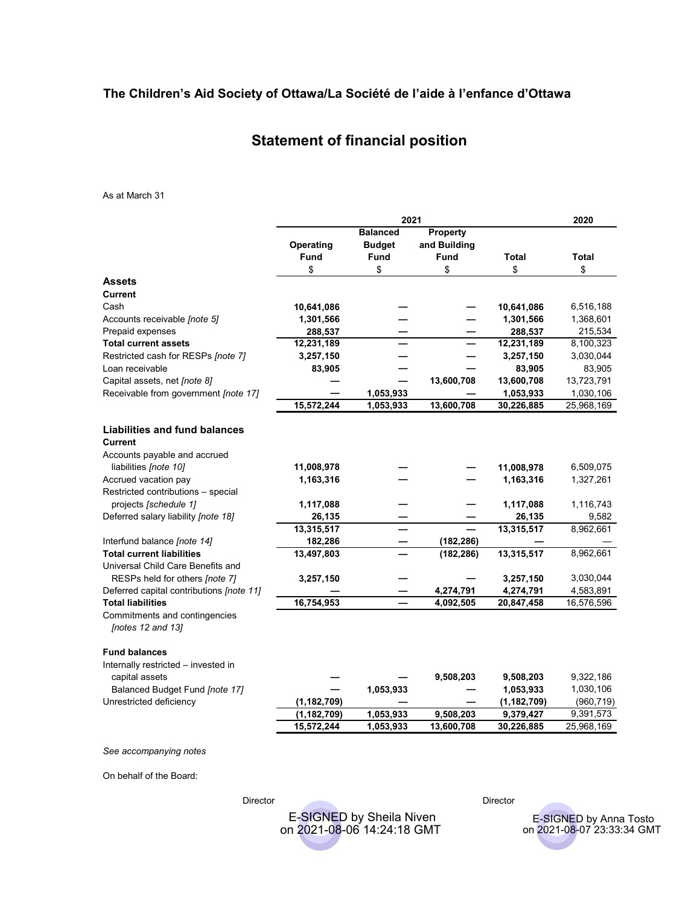## The Children's Aid Society of Ottawa/La Société de l'aide à l'enfance d'Ottawa

# Statement of financial position

As at March 31

| | 2021 | | | | 2020 |
|---|---|---|---|---|---|
| | Operating Fund | Balanced Budget Fund | Property and Building Fund | Total | Total |
| | $ | $ | $ | $ | $ |
| **Assets** | | | | | |
| **Current** | | | | | |
| Cash | **10,641,086** | **—** | **—** | **10,641,086** | 6,516,188 |
| Accounts receivable *[note 5]* | **1,301,566** | **—** | **—** | **1,301,566** | 1,368,601 |
| Prepaid expenses | **288,537** | **—** | **—** | **288,537** | 215,534 |
| **Total current assets** | **12,231,189** | **—** | **—** | **12,231,189** | 8,100,323 |
| Restricted cash for RESPs *[note 7]* | **3,257,150** | **—** | **—** | **3,257,150** | 3,030,044 |
| Loan receivable | **83,905** | **—** | **—** | **83,905** | 83,905 |
| Capital assets, net *[note 8]* | **—** | **—** | **13,600,708** | **13,600,708** | 13,723,791 |
| Receivable from government *[note 17]* | **—** | **1,053,933** | **—** | **1,053,933** | 1,030,106 |
| | **15,572,244** | **1,053,933** | **13,600,708** | **30,226,885** | 25,968,169 |
| **Liabilities and fund balances** | | | | | |
| **Current** | | | | | |
| Accounts payable and accrued liabilities *[note 10]* | **11,008,978** | **—** | **—** | **11,008,978** | 6,509,075 |
| Accrued vacation pay | **1,163,316** | **—** | **—** | **1,163,316** | 1,327,261 |
| Restricted contributions – special projects *[schedule 1]* | **1,117,088** | **—** | **—** | **1,117,088** | 1,116,743 |
| Deferred salary liability *[note 18]* | **26,135** | **—** | **—** | **26,135** | 9,582 |
| | **13,315,517** | **—** | **—** | **13,315,517** | 8,962,661 |
| Interfund balance *[note 14]* | **182,286** | **—** | **(182,286)** | **—** | — |
| **Total current liabilities** | **13,497,803** | **—** | **(182,286)** | **13,315,517** | 8,962,661 |
| Universal Child Care Benefits and RESPs held for others *[note 7]* | **3,257,150** | **—** | **—** | **3,257,150** | 3,030,044 |
| Deferred capital contributions *[note 11]* | **—** | **—** | **4,274,791** | **4,274,791** | 4,583,891 |
| **Total liabilities** | **16,754,953** | **—** | **4,092,505** | **20,847,458** | 16,576,596 |
| Commitments and contingencies *[notes 12 and 13]* | | | | | |
| **Fund balances** | | | | | |
| Internally restricted – invested in capital assets | **—** | **—** | **9,508,203** | **9,508,203** | 9,322,186 |
| Balanced Budget Fund *[note 17]* | **—** | **1,053,933** | **—** | **1,053,933** | 1,030,106 |
| Unrestricted deficiency | **(1,182,709)** | **—** | **—** | **(1,182,709)** | (960,719) |
| | **(1,182,709)** | **1,053,933** | **9,508,203** | **9,379,427** | 9,391,573 |
| | **15,572,244** | **1,053,933** | **13,600,708** | **30,226,885** | 25,968,169 |

*See accompanying notes*

On behalf of the Board:

Director — E-SIGNED by Sheila Niven on 2021-08-06 14:24:18 GMT

Director — E-SIGNED by Anna Tosto on 2021-08-07 23:33:34 GMT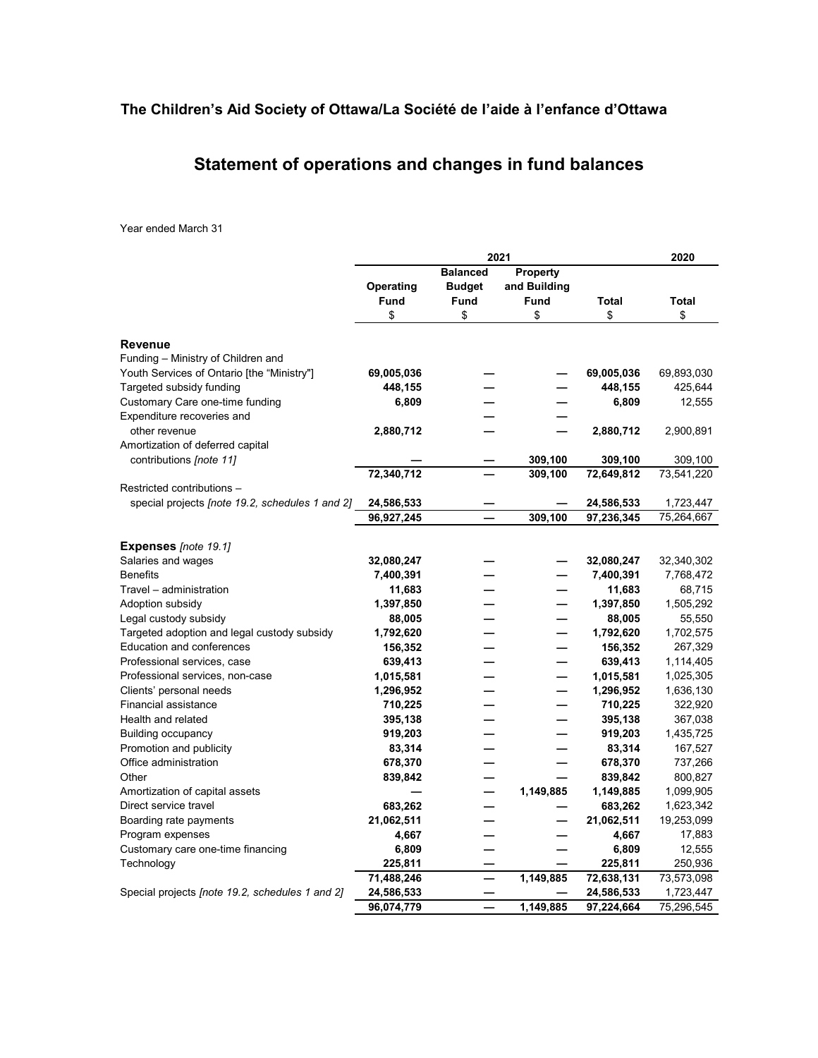## The Children's Aid Society of Ottawa/La Société de l'aide à l'enfance d'Ottawa

# Statement of operations and changes in fund balances

Year ended March 31

| | 2021 | | | | 2020 |
|---|---|---|---|---|---|
| | **Operating Fund** | **Balanced Budget Fund** | **Property and Building Fund** | **Total** | **Total** |
| | $ | $ | $ | $ | $ |
| **Revenue** | | | | | |
| Funding – Ministry of Children and Youth Services of Ontario [the "Ministry"] | **69,005,036** | **—** | **—** | **69,005,036** | 69,893,030 |
| Targeted subsidy funding | **448,155** | **—** | **—** | **448,155** | 425,644 |
| Customary Care one-time funding | **6,809** | **—** | **—** | **6,809** | 12,555 |
| Expenditure recoveries and other revenue | **2,880,712** | **—** | **—** | **2,880,712** | 2,900,891 |
| Amortization of deferred capital contributions *[note 11]* | **—** | **—** | **309,100** | **309,100** | 309,100 |
| | **72,340,712** | **—** | **309,100** | **72,649,812** | 73,541,220 |
| Restricted contributions – special projects *[note 19.2, schedules 1 and 2]* | **24,586,533** | **—** | **—** | **24,586,533** | 1,723,447 |
| | **96,927,245** | **—** | **309,100** | **97,236,345** | 75,264,667 |
| **Expenses** *[note 19.1]* | | | | | |
| Salaries and wages | **32,080,247** | **—** | **—** | **32,080,247** | 32,340,302 |
| Benefits | **7,400,391** | **—** | **—** | **7,400,391** | 7,768,472 |
| Travel – administration | **11,683** | **—** | **—** | **11,683** | 68,715 |
| Adoption subsidy | **1,397,850** | **—** | **—** | **1,397,850** | 1,505,292 |
| Legal custody subsidy | **88,005** | **—** | **—** | **88,005** | 55,550 |
| Targeted adoption and legal custody subsidy | **1,792,620** | **—** | **—** | **1,792,620** | 1,702,575 |
| Education and conferences | **156,352** | **—** | **—** | **156,352** | 267,329 |
| Professional services, case | **639,413** | **—** | **—** | **639,413** | 1,114,405 |
| Professional services, non-case | **1,015,581** | **—** | **—** | **1,015,581** | 1,025,305 |
| Clients' personal needs | **1,296,952** | **—** | **—** | **1,296,952** | 1,636,130 |
| Financial assistance | **710,225** | **—** | **—** | **710,225** | 322,920 |
| Health and related | **395,138** | **—** | **—** | **395,138** | 367,038 |
| Building occupancy | **919,203** | **—** | **—** | **919,203** | 1,435,725 |
| Promotion and publicity | **83,314** | **—** | **—** | **83,314** | 167,527 |
| Office administration | **678,370** | **—** | **—** | **678,370** | 737,266 |
| Other | **839,842** | **—** | **—** | **839,842** | 800,827 |
| Amortization of capital assets | **—** | **—** | **1,149,885** | **1,149,885** | 1,099,905 |
| Direct service travel | **683,262** | **—** | **—** | **683,262** | 1,623,342 |
| Boarding rate payments | **21,062,511** | **—** | **—** | **21,062,511** | 19,253,099 |
| Program expenses | **4,667** | **—** | **—** | **4,667** | 17,883 |
| Customary care one-time financing | **6,809** | **—** | **—** | **6,809** | 12,555 |
| Technology | **225,811** | **—** | **—** | **225,811** | 250,936 |
| | **71,488,246** | **—** | **1,149,885** | **72,638,131** | 73,573,098 |
| Special projects *[note 19.2, schedules 1 and 2]* | **24,586,533** | **—** | **—** | **24,586,533** | 1,723,447 |
| | **96,074,779** | **—** | **1,149,885** | **97,224,664** | 75,296,545 |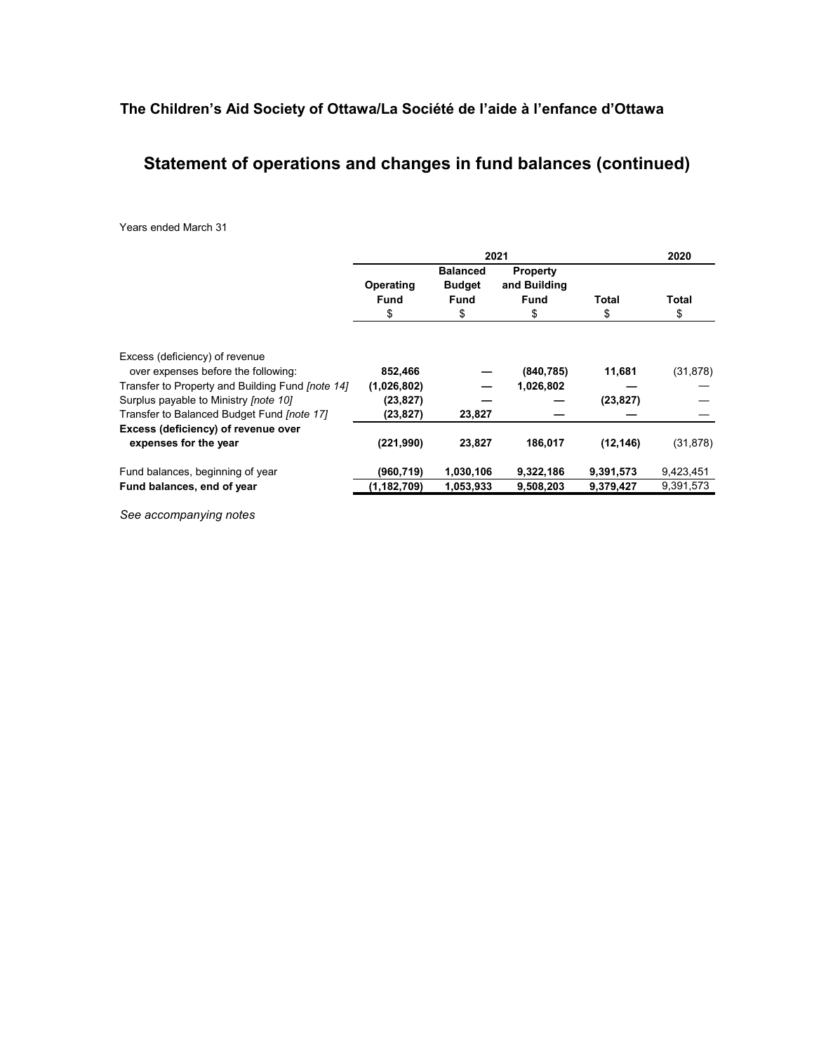**The Children's Aid Society of Ottawa/La Société de l'aide à l'enfance d'Ottawa**

# Statement of operations and changes in fund balances (continued)

Years ended March 31

| | 2021 | | | | 2020 |
|---|---|---|---|---|---|
| | **Operating Fund** | **Balanced Budget Fund** | **Property and Building Fund** | **Total** | **Total** |
| | $ | $ | $ | $ | $ |
| Excess (deficiency) of revenue over expenses before the following: | **852,466** | **—** | **(840,785)** | **11,681** | (31,878) |
| Transfer to Property and Building Fund *[note 14]* | **(1,026,802)** | **—** | **1,026,802** | **—** | — |
| Surplus payable to Ministry *[note 10]* | **(23,827)** | **—** | **—** | **(23,827)** | — |
| Transfer to Balanced Budget Fund *[note 17]* | **(23,827)** | **23,827** | **—** | **—** | — |
| **Excess (deficiency) of revenue over expenses for the year** | **(221,990)** | **23,827** | **186,017** | **(12,146)** | (31,878) |
| Fund balances, beginning of year | **(960,719)** | **1,030,106** | **9,322,186** | **9,391,573** | 9,423,451 |
| **Fund balances, end of year** | **(1,182,709)** | **1,053,933** | **9,508,203** | **9,379,427** | 9,391,573 |

*See accompanying notes*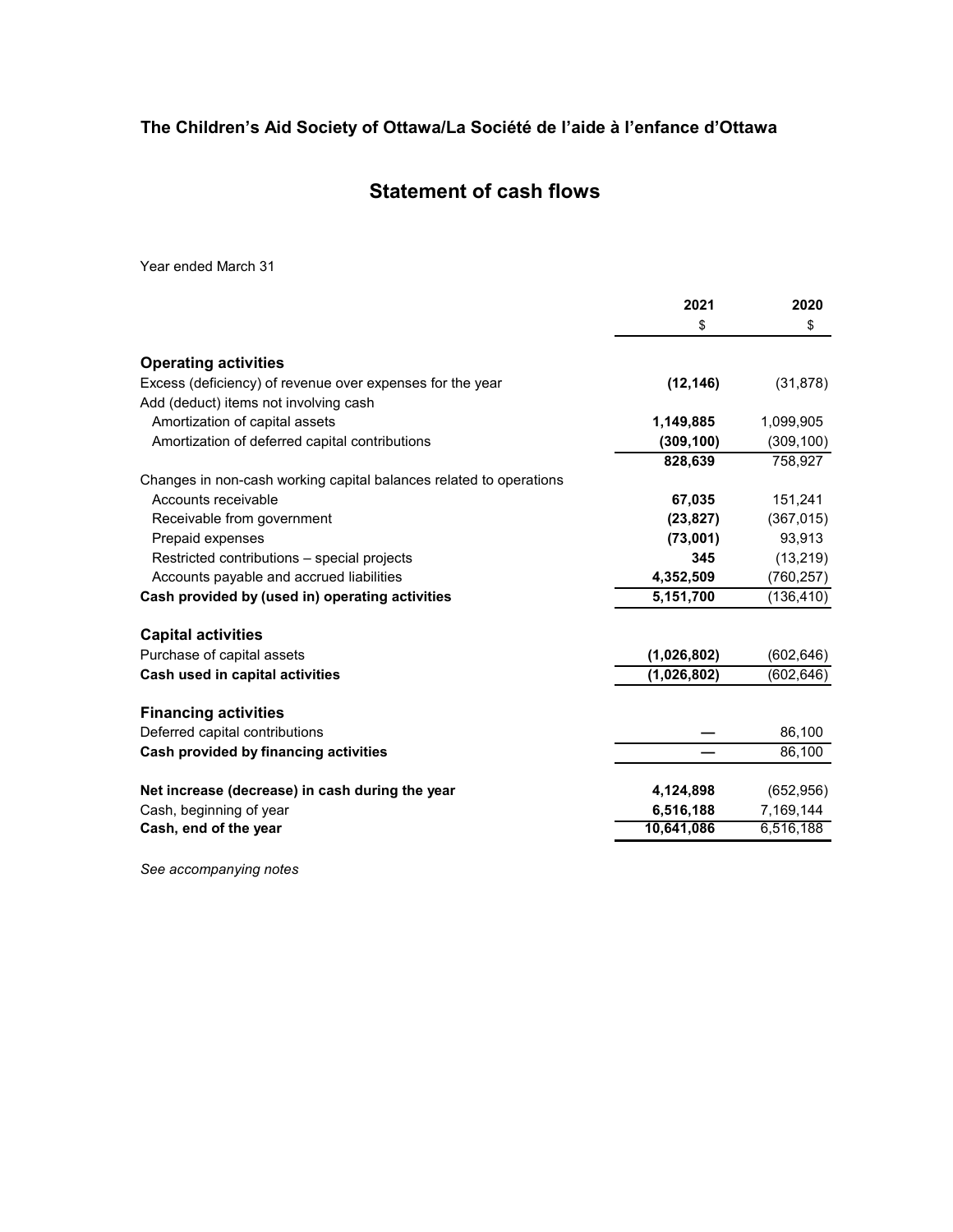## The Children's Aid Society of Ottawa/La Société de l'aide à l'enfance d'Ottawa

# Statement of cash flows

Year ended March 31

| | 2021 | 2020 |
|---|---|---|
| | $ | $ |
| **Operating activities** | | |
| Excess (deficiency) of revenue over expenses for the year | **(12,146)** | (31,878) |
| Add (deduct) items not involving cash | | |
| Amortization of capital assets | **1,149,885** | 1,099,905 |
| Amortization of deferred capital contributions | **(309,100)** | (309,100) |
| | **828,639** | 758,927 |
| Changes in non-cash working capital balances related to operations | | |
| Accounts receivable | **67,035** | 151,241 |
| Receivable from government | **(23,827)** | (367,015) |
| Prepaid expenses | **(73,001)** | 93,913 |
| Restricted contributions – special projects | **345** | (13,219) |
| Accounts payable and accrued liabilities | **4,352,509** | (760,257) |
| **Cash provided by (used in) operating activities** | **5,151,700** | (136,410) |
| | | |
| **Capital activities** | | |
| Purchase of capital assets | **(1,026,802)** | (602,646) |
| **Cash used in capital activities** | **(1,026,802)** | (602,646) |
| | | |
| **Financing activities** | | |
| Deferred capital contributions | **—** | 86,100 |
| **Cash provided by financing activities** | **—** | 86,100 |
| | | |
| **Net increase (decrease) in cash during the year** | **4,124,898** | (652,956) |
| Cash, beginning of year | **6,516,188** | 7,169,144 |
| **Cash, end of the year** | **10,641,086** | 6,516,188 |

*See accompanying notes*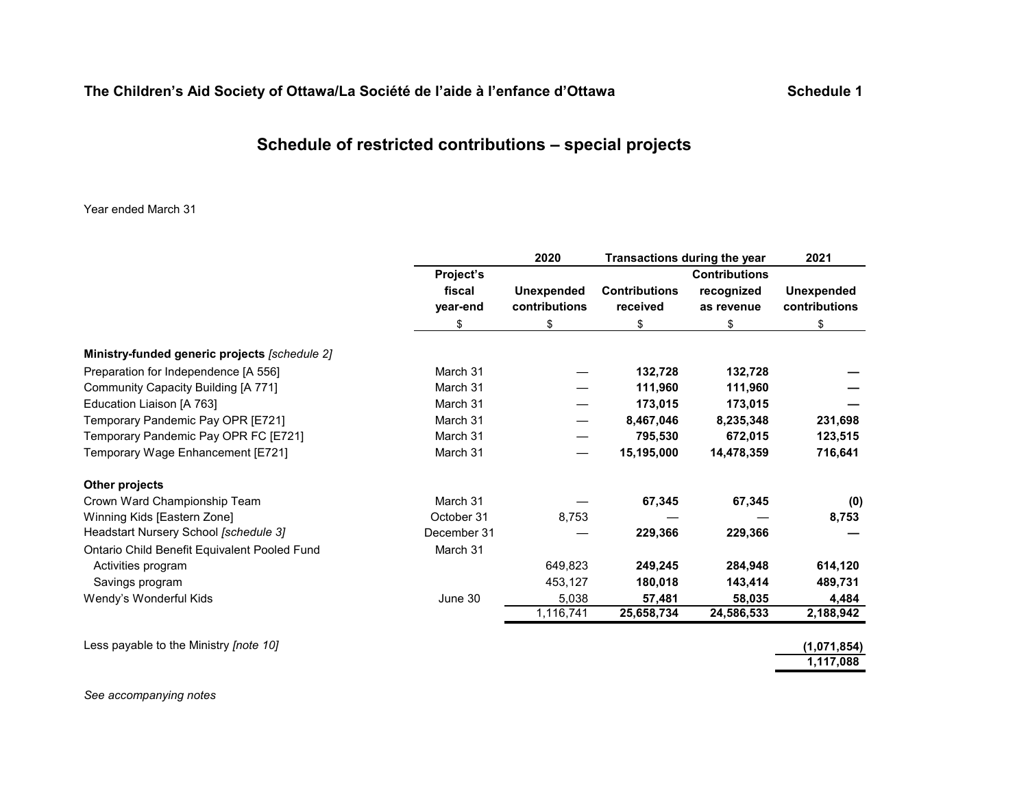**The Children's Aid Society of Ottawa/La Société de l'aide à l'enfance d'Ottawa** **Schedule 1**

## Schedule of restricted contributions – special projects

Year ended March 31

| | | 2020 | Transactions during the year | | 2021 |
|---|---|---|---|---|---|
| | Project's fiscal year-end | Unexpended contributions | Contributions received | Contributions recognized as revenue | Unexpended contributions |
| | $ | $ | $ | $ | $ |
| **Ministry-funded generic projects** *[schedule 2]* | | | | | |
| Preparation for Independence [A 556] | March 31 | — | **132,728** | **132,728** | **—** |
| Community Capacity Building [A 771] | March 31 | — | **111,960** | **111,960** | **—** |
| Education Liaison [A 763] | March 31 | — | **173,015** | **173,015** | **—** |
| Temporary Pandemic Pay OPR [E721] | March 31 | — | **8,467,046** | **8,235,348** | **231,698** |
| Temporary Pandemic Pay OPR FC [E721] | March 31 | — | **795,530** | **672,015** | **123,515** |
| Temporary Wage Enhancement [E721] | March 31 | — | **15,195,000** | **14,478,359** | **716,641** |
| **Other projects** | | | | | |
| Crown Ward Championship Team | March 31 | — | **67,345** | **67,345** | **(0)** |
| Winning Kids [Eastern Zone] | October 31 | 8,753 | — | — | **8,753** |
| Headstart Nursery School *[schedule 3]* | December 31 | — | **229,366** | **229,366** | **—** |
| Ontario Child Benefit Equivalent Pooled Fund | March 31 | | | | |
| Activities program | | 649,823 | **249,245** | **284,948** | **614,120** |
| Savings program | | 453,127 | **180,018** | **143,414** | **489,731** |
| Wendy's Wonderful Kids | June 30 | 5,038 | **57,481** | **58,035** | **4,484** |
| | | 1,116,741 | **25,658,734** | **24,586,533** | **2,188,942** |
| Less payable to the Ministry *[note 10]* | | | | | **(1,071,854)** |
| | | | | | **1,117,088** |

*See accompanying notes*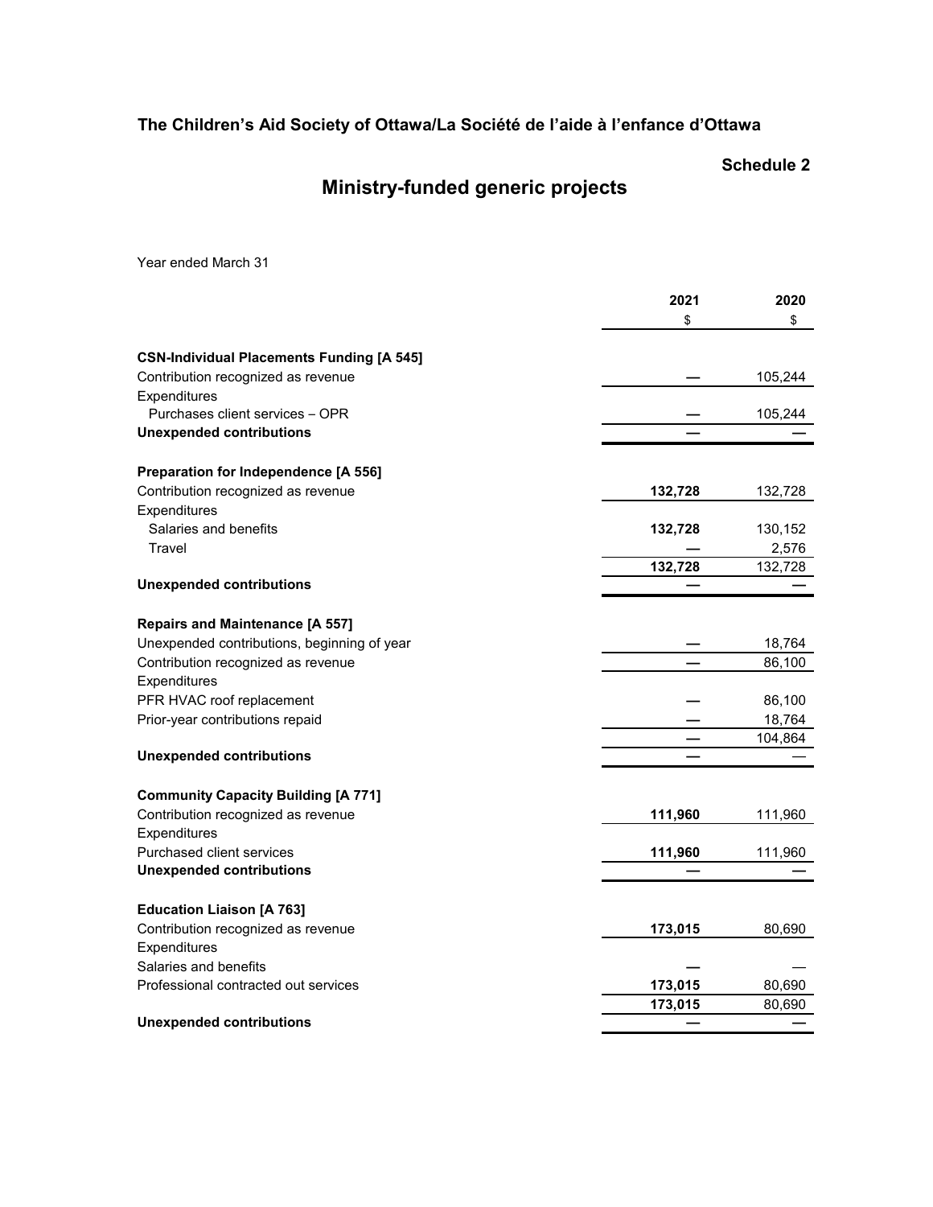# The Children's Aid Society of Ottawa/La Société de l'aide à l'enfance d'Ottawa

**Schedule 2**

## Ministry-funded generic projects

Year ended March 31

| | 2021 | 2020 |
|---|---|---|
| | $ | $ |
| **CSN-Individual Placements Funding [A 545]** | | |
| Contribution recognized as revenue | — | 105,244 |
| Expenditures | | |
| Purchases client services – OPR | — | 105,244 |
| **Unexpended contributions** | — | — |
| **Preparation for Independence [A 556]** | | |
| Contribution recognized as revenue | **132,728** | 132,728 |
| Expenditures | | |
| Salaries and benefits | **132,728** | 130,152 |
| Travel | — | 2,576 |
| | **132,728** | 132,728 |
| **Unexpended contributions** | — | — |
| **Repairs and Maintenance [A 557]** | | |
| Unexpended contributions, beginning of year | — | 18,764 |
| Contribution recognized as revenue | — | 86,100 |
| Expenditures | | |
| PFR HVAC roof replacement | — | 86,100 |
| Prior-year contributions repaid | — | 18,764 |
| | — | 104,864 |
| **Unexpended contributions** | — | — |
| **Community Capacity Building [A 771]** | | |
| Contribution recognized as revenue | **111,960** | 111,960 |
| Expenditures | | |
| Purchased client services | **111,960** | 111,960 |
| **Unexpended contributions** | — | — |
| **Education Liaison [A 763]** | | |
| Contribution recognized as revenue | **173,015** | 80,690 |
| Expenditures | | |
| Salaries and benefits | — | — |
| Professional contracted out services | **173,015** | 80,690 |
| | **173,015** | 80,690 |
| **Unexpended contributions** | — | — |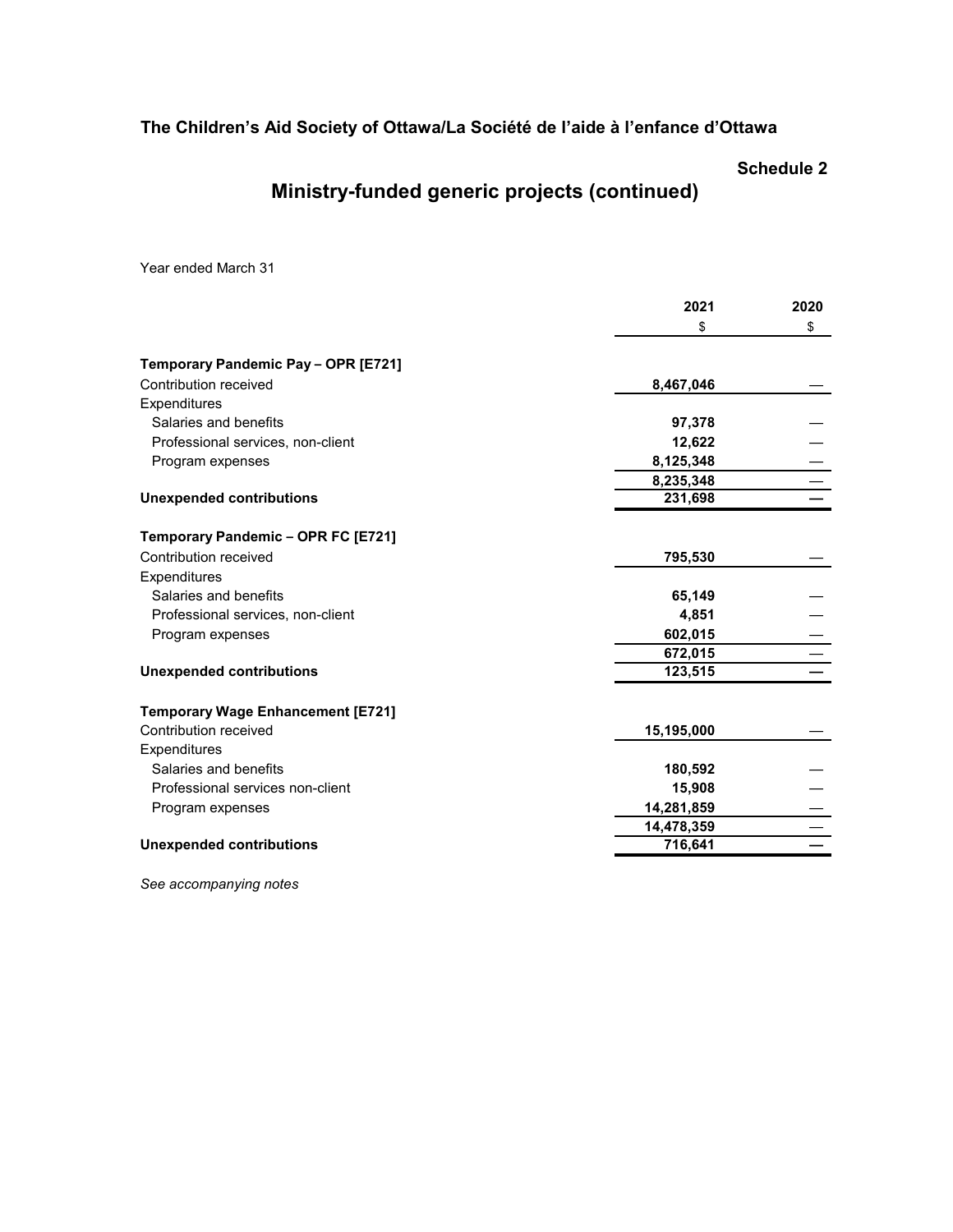**The Children's Aid Society of Ottawa/La Société de l'aide à l'enfance d'Ottawa**

**Schedule 2**

# Ministry-funded generic projects (continued)

Year ended March 31

| | 2021 | 2020 |
|---|---|---|
| | $ | $ |
| **Temporary Pandemic Pay – OPR [E721]** | | |
| Contribution received | **8,467,046** | — |
| Expenditures | | |
| Salaries and benefits | **97,378** | — |
| Professional services, non-client | **12,622** | — |
| Program expenses | **8,125,348** | — |
| | **8,235,348** | — |
| **Unexpended contributions** | **231,698** | **—** |
| **Temporary Pandemic – OPR FC [E721]** | | |
| Contribution received | **795,530** | — |
| Expenditures | | |
| Salaries and benefits | **65,149** | — |
| Professional services, non-client | **4,851** | — |
| Program expenses | **602,015** | — |
| | **672,015** | — |
| **Unexpended contributions** | **123,515** | **—** |
| **Temporary Wage Enhancement [E721]** | | |
| Contribution received | **15,195,000** | — |
| Expenditures | | |
| Salaries and benefits | **180,592** | — |
| Professional services non-client | **15,908** | — |
| Program expenses | **14,281,859** | — |
| | **14,478,359** | — |
| **Unexpended contributions** | **716,641** | **—** |

*See accompanying notes*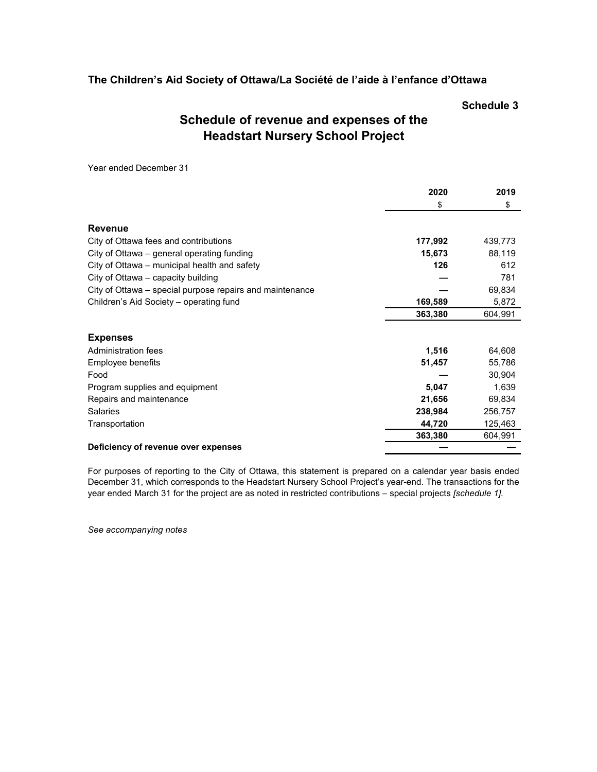**The Children's Aid Society of Ottawa/La Société de l'aide à l'enfance d'Ottawa**

**Schedule 3**

## Schedule of revenue and expenses of the Headstart Nursery School Project

Year ended December 31

| | 2020 | 2019 |
|---|---|---|
| | $ | $ |
| **Revenue** | | |
| City of Ottawa fees and contributions | **177,992** | 439,773 |
| City of Ottawa – general operating funding | **15,673** | 88,119 |
| City of Ottawa – municipal health and safety | **126** | 612 |
| City of Ottawa – capacity building | **—** | 781 |
| City of Ottawa – special purpose repairs and maintenance | **—** | 69,834 |
| Children's Aid Society – operating fund | **169,589** | 5,872 |
| | **363,380** | 604,991 |
| **Expenses** | | |
| Administration fees | **1,516** | 64,608 |
| Employee benefits | **51,457** | 55,786 |
| Food | **—** | 30,904 |
| Program supplies and equipment | **5,047** | 1,639 |
| Repairs and maintenance | **21,656** | 69,834 |
| Salaries | **238,984** | 256,757 |
| Transportation | **44,720** | 125,463 |
| | **363,380** | 604,991 |
| **Deficiency of revenue over expenses** | **—** | — |

For purposes of reporting to the City of Ottawa, this statement is prepared on a calendar year basis ended December 31, which corresponds to the Headstart Nursery School Project's year-end. The transactions for the year ended March 31 for the project are as noted in restricted contributions – special projects *[schedule 1].*

*See accompanying notes*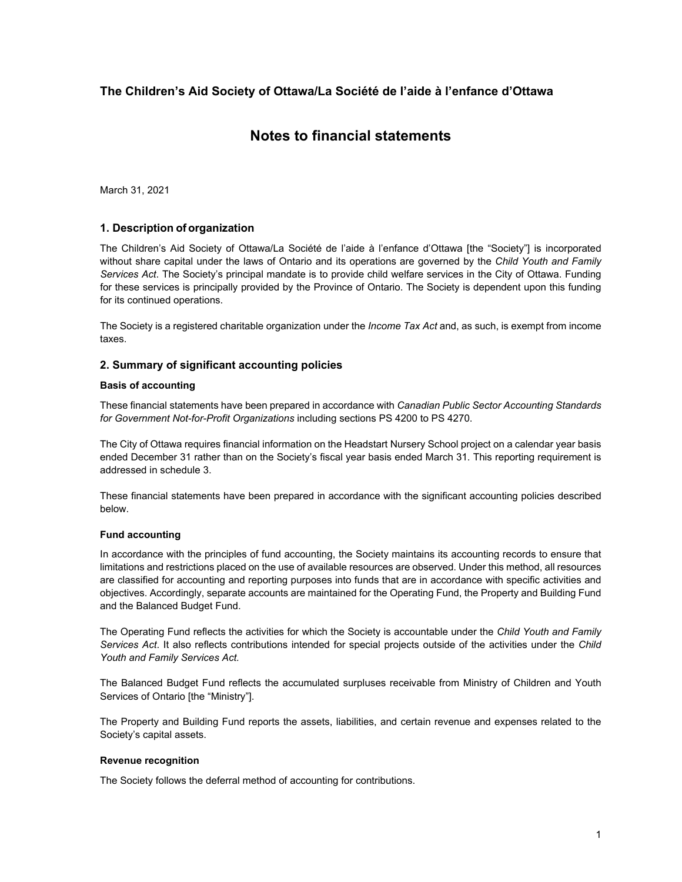## The Children's Aid Society of Ottawa/La Société de l'aide à l'enfance d'Ottawa

# Notes to financial statements

March 31, 2021

## 1. Description of organization

The Children's Aid Society of Ottawa/La Société de l'aide à l'enfance d'Ottawa [the "Society"] is incorporated without share capital under the laws of Ontario and its operations are governed by the *Child Youth and Family Services Act*. The Society's principal mandate is to provide child welfare services in the City of Ottawa. Funding for these services is principally provided by the Province of Ontario. The Society is dependent upon this funding for its continued operations.

The Society is a registered charitable organization under the *Income Tax Act* and, as such, is exempt from income taxes.

## 2. Summary of significant accounting policies

### Basis of accounting

These financial statements have been prepared in accordance with *Canadian Public Sector Accounting Standards for Government Not-for-Profit Organizations* including sections PS 4200 to PS 4270.

The City of Ottawa requires financial information on the Headstart Nursery School project on a calendar year basis ended December 31 rather than on the Society's fiscal year basis ended March 31. This reporting requirement is addressed in schedule 3.

These financial statements have been prepared in accordance with the significant accounting policies described below.

### Fund accounting

In accordance with the principles of fund accounting, the Society maintains its accounting records to ensure that limitations and restrictions placed on the use of available resources are observed. Under this method, all resources are classified for accounting and reporting purposes into funds that are in accordance with specific activities and objectives. Accordingly, separate accounts are maintained for the Operating Fund, the Property and Building Fund and the Balanced Budget Fund.

The Operating Fund reflects the activities for which the Society is accountable under the *Child Youth and Family Services Act*. It also reflects contributions intended for special projects outside of the activities under the *Child Youth and Family Services Act.*

The Balanced Budget Fund reflects the accumulated surpluses receivable from Ministry of Children and Youth Services of Ontario [the "Ministry"].

The Property and Building Fund reports the assets, liabilities, and certain revenue and expenses related to the Society's capital assets.

### Revenue recognition

The Society follows the deferral method of accounting for contributions.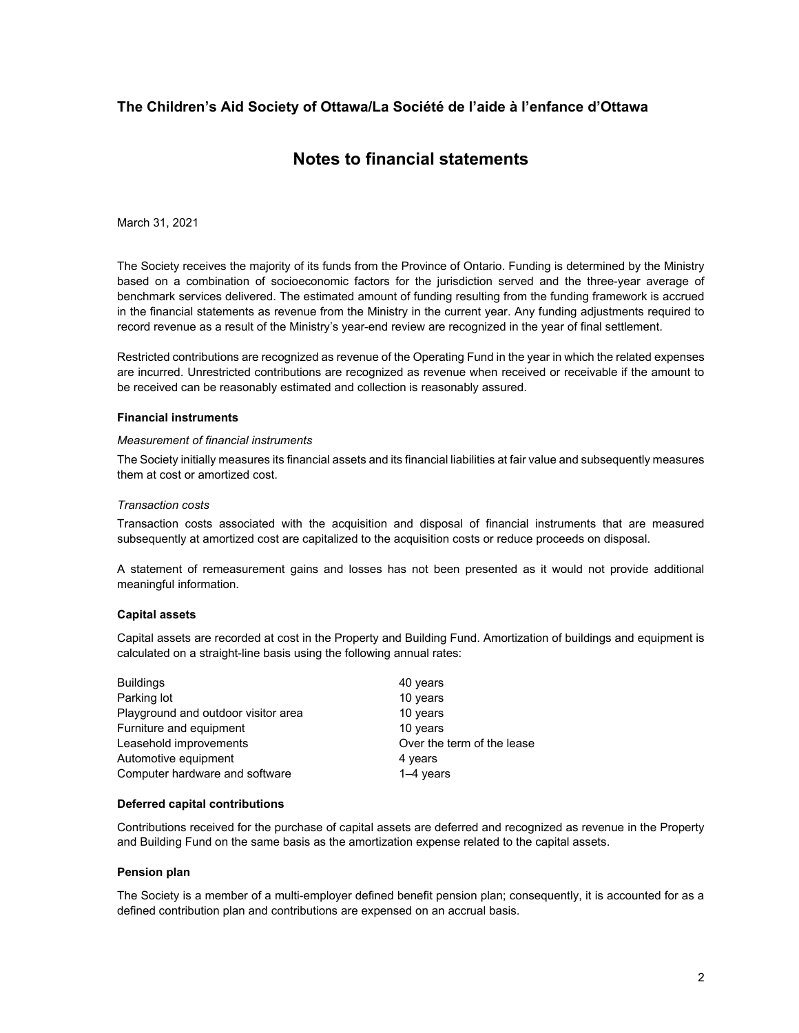## The Children's Aid Society of Ottawa/La Société de l'aide à l'enfance d'Ottawa

# Notes to financial statements

March 31, 2021

The Society receives the majority of its funds from the Province of Ontario. Funding is determined by the Ministry based on a combination of socioeconomic factors for the jurisdiction served and the three-year average of benchmark services delivered. The estimated amount of funding resulting from the funding framework is accrued in the financial statements as revenue from the Ministry in the current year. Any funding adjustments required to record revenue as a result of the Ministry's year-end review are recognized in the year of final settlement.

Restricted contributions are recognized as revenue of the Operating Fund in the year in which the related expenses are incurred. Unrestricted contributions are recognized as revenue when received or receivable if the amount to be received can be reasonably estimated and collection is reasonably assured.

**Financial instruments**

*Measurement of financial instruments*

The Society initially measures its financial assets and its financial liabilities at fair value and subsequently measures them at cost or amortized cost.

*Transaction costs*

Transaction costs associated with the acquisition and disposal of financial instruments that are measured subsequently at amortized cost are capitalized to the acquisition costs or reduce proceeds on disposal.

A statement of remeasurement gains and losses has not been presented as it would not provide additional meaningful information.

**Capital assets**

Capital assets are recorded at cost in the Property and Building Fund. Amortization of buildings and equipment is calculated on a straight-line basis using the following annual rates:

| | |
|---|---|
| Buildings | 40 years |
| Parking lot | 10 years |
| Playground and outdoor visitor area | 10 years |
| Furniture and equipment | 10 years |
| Leasehold improvements | Over the term of the lease |
| Automotive equipment | 4 years |
| Computer hardware and software | 1–4 years |

**Deferred capital contributions**

Contributions received for the purchase of capital assets are deferred and recognized as revenue in the Property and Building Fund on the same basis as the amortization expense related to the capital assets.

**Pension plan**

The Society is a member of a multi-employer defined benefit pension plan; consequently, it is accounted for as a defined contribution plan and contributions are expensed on an accrual basis.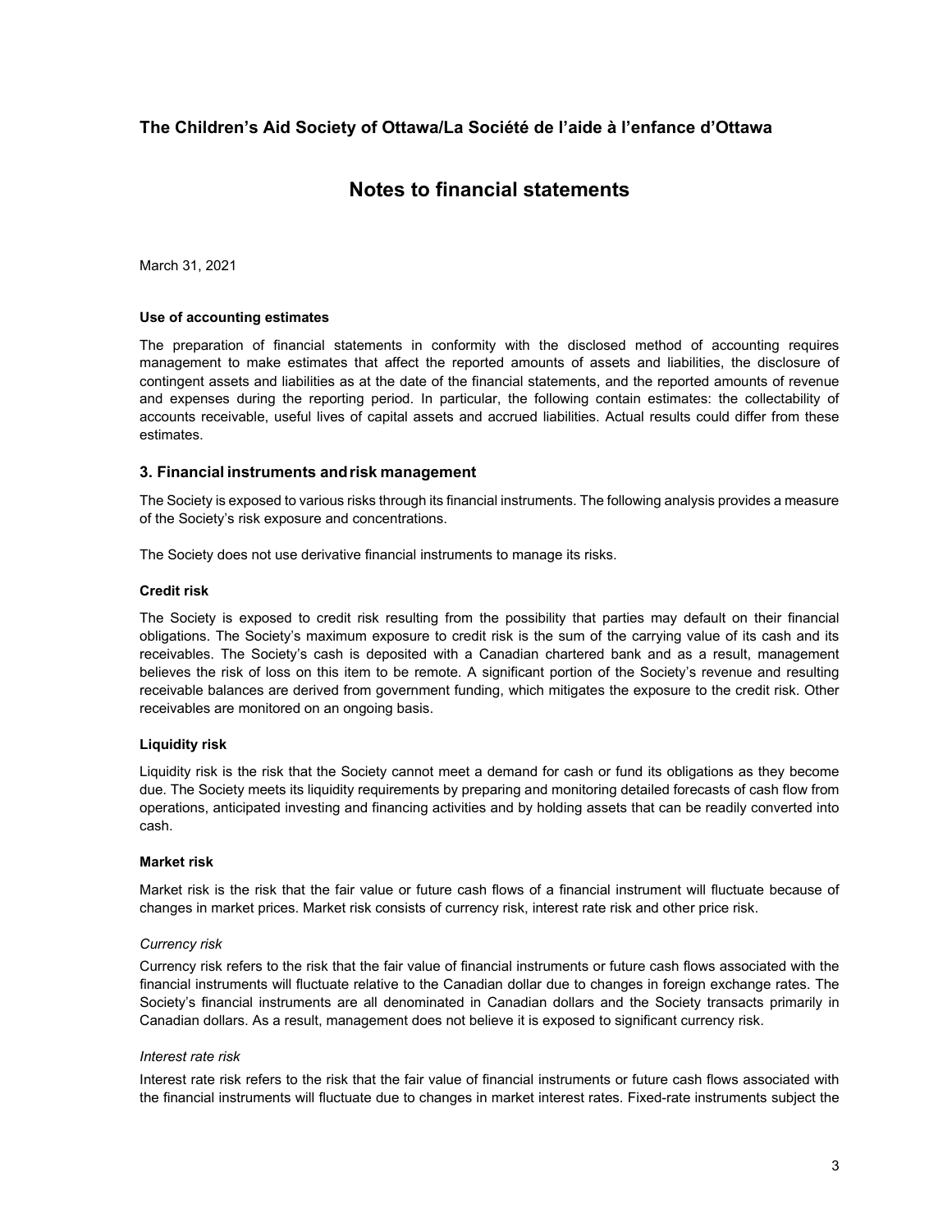March 31, 2021

**Use of accounting estimates**

The preparation of financial statements in conformity with the disclosed method of accounting requires management to make estimates that affect the reported amounts of assets and liabilities, the disclosure of contingent assets and liabilities as at the date of the financial statements, and the reported amounts of revenue and expenses during the reporting period. In particular, the following contain estimates: the collectability of accounts receivable, useful lives of capital assets and accrued liabilities. Actual results could differ from these estimates.

## 3. Financial instruments and risk management

The Society is exposed to various risks through its financial instruments. The following analysis provides a measure of the Society's risk exposure and concentrations.

The Society does not use derivative financial instruments to manage its risks.

**Credit risk**

The Society is exposed to credit risk resulting from the possibility that parties may default on their financial obligations. The Society's maximum exposure to credit risk is the sum of the carrying value of its cash and its receivables. The Society's cash is deposited with a Canadian chartered bank and as a result, management believes the risk of loss on this item to be remote. A significant portion of the Society's revenue and resulting receivable balances are derived from government funding, which mitigates the exposure to the credit risk. Other receivables are monitored on an ongoing basis.

**Liquidity risk**

Liquidity risk is the risk that the Society cannot meet a demand for cash or fund its obligations as they become due. The Society meets its liquidity requirements by preparing and monitoring detailed forecasts of cash flow from operations, anticipated investing and financing activities and by holding assets that can be readily converted into cash.

**Market risk**

Market risk is the risk that the fair value or future cash flows of a financial instrument will fluctuate because of changes in market prices. Market risk consists of currency risk, interest rate risk and other price risk.

*Currency risk*

Currency risk refers to the risk that the fair value of financial instruments or future cash flows associated with the financial instruments will fluctuate relative to the Canadian dollar due to changes in foreign exchange rates. The Society's financial instruments are all denominated in Canadian dollars and the Society transacts primarily in Canadian dollars. As a result, management does not believe it is exposed to significant currency risk.

*Interest rate risk*

Interest rate risk refers to the risk that the fair value of financial instruments or future cash flows associated with the financial instruments will fluctuate due to changes in market interest rates. Fixed-rate instruments subject the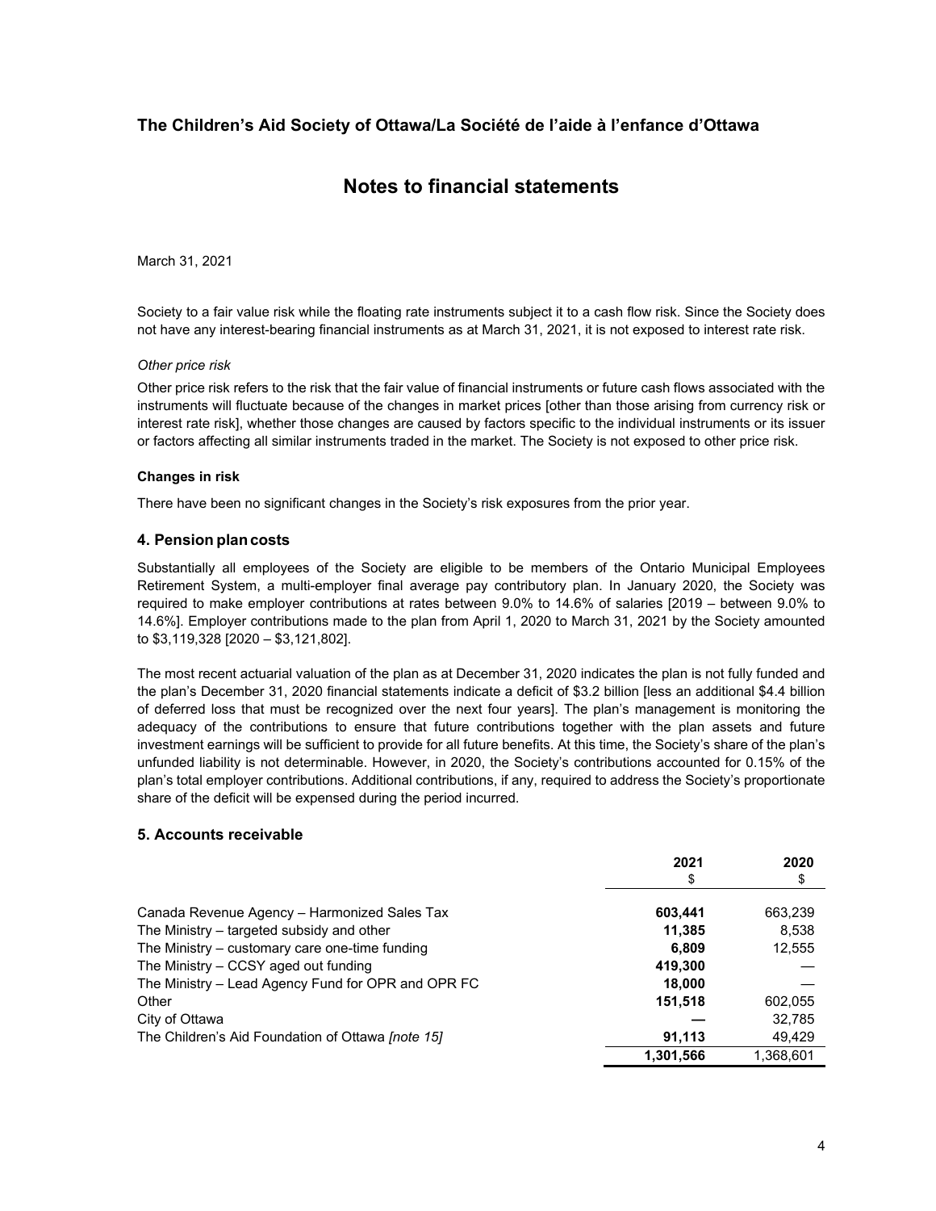Society to a fair value risk while the floating rate instruments subject it to a cash flow risk. Since the Society does not have any interest-bearing financial instruments as at March 31, 2021, it is not exposed to interest rate risk.

*Other price risk*

Other price risk refers to the risk that the fair value of financial instruments or future cash flows associated with the instruments will fluctuate because of the changes in market prices [other than those arising from currency risk or interest rate risk], whether those changes are caused by factors specific to the individual instruments or its issuer or factors affecting all similar instruments traded in the market. The Society is not exposed to other price risk.

**Changes in risk**

There have been no significant changes in the Society's risk exposures from the prior year.

## 4. Pension plan costs

Substantially all employees of the Society are eligible to be members of the Ontario Municipal Employees Retirement System, a multi-employer final average pay contributory plan. In January 2020, the Society was required to make employer contributions at rates between 9.0% to 14.6% of salaries [2019 – between 9.0% to 14.6%]. Employer contributions made to the plan from April 1, 2020 to March 31, 2021 by the Society amounted to $3,119,328 [2020 – $3,121,802].

The most recent actuarial valuation of the plan as at December 31, 2020 indicates the plan is not fully funded and the plan's December 31, 2020 financial statements indicate a deficit of $3.2 billion [less an additional $4.4 billion of deferred loss that must be recognized over the next four years]. The plan's management is monitoring the adequacy of the contributions to ensure that future contributions together with the plan assets and future investment earnings will be sufficient to provide for all future benefits. At this time, the Society's share of the plan's unfunded liability is not determinable. However, in 2020, the Society's contributions accounted for 0.15% of the plan's total employer contributions. Additional contributions, if any, required to address the Society's proportionate share of the deficit will be expensed during the period incurred.

## 5. Accounts receivable

| | 2021<br>$ | 2020<br>$ |
|---|---|---|
| Canada Revenue Agency – Harmonized Sales Tax | **603,441** | 663,239 |
| The Ministry – targeted subsidy and other | **11,385** | 8,538 |
| The Ministry – customary care one-time funding | **6,809** | 12,555 |
| The Ministry – CCSY aged out funding | **419,300** | — |
| The Ministry – Lead Agency Fund for OPR and OPR FC | **18,000** | — |
| Other | **151,518** | 602,055 |
| City of Ottawa | **—** | 32,785 |
| The Children's Aid Foundation of Ottawa *[note 15]* | **91,113** | 49,429 |
| | **1,301,566** | 1,368,601 |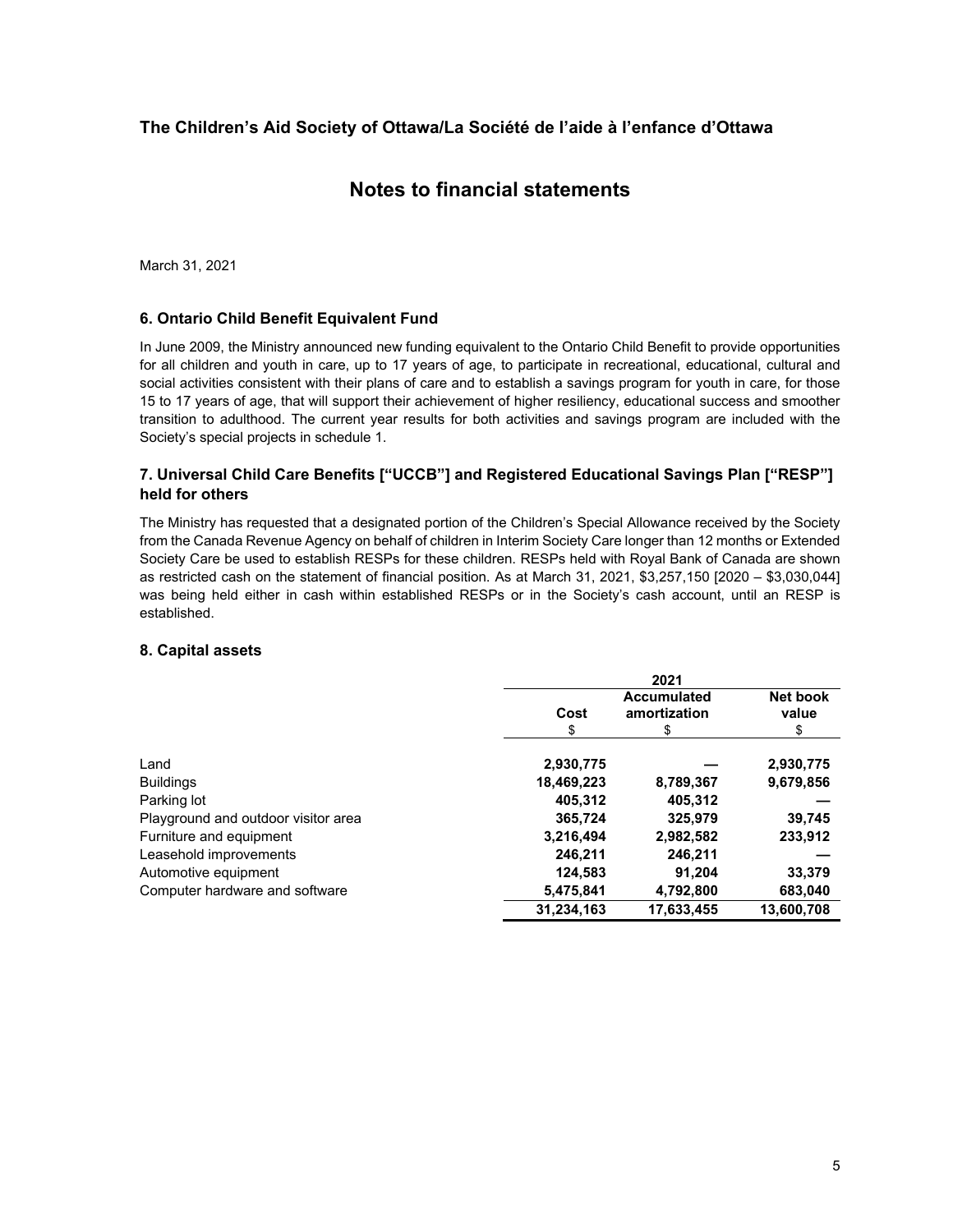# The Children's Aid Society of Ottawa/La Société de l'aide à l'enfance d'Ottawa

## Notes to financial statements

March 31, 2021

### 6. Ontario Child Benefit Equivalent Fund

In June 2009, the Ministry announced new funding equivalent to the Ontario Child Benefit to provide opportunities for all children and youth in care, up to 17 years of age, to participate in recreational, educational, cultural and social activities consistent with their plans of care and to establish a savings program for youth in care, for those 15 to 17 years of age, that will support their achievement of higher resiliency, educational success and smoother transition to adulthood. The current year results for both activities and savings program are included with the Society's special projects in schedule 1.

### 7. Universal Child Care Benefits ["UCCB"] and Registered Educational Savings Plan ["RESP"] held for others

The Ministry has requested that a designated portion of the Children's Special Allowance received by the Society from the Canada Revenue Agency on behalf of children in Interim Society Care longer than 12 months or Extended Society Care be used to establish RESPs for these children. RESPs held with Royal Bank of Canada are shown as restricted cash on the statement of financial position. As at March 31, 2021, $3,257,150 [2020 – $3,030,044] was being held either in cash within established RESPs or in the Society's cash account, until an RESP is established.

### 8. Capital assets

| | 2021 | | |
|---|---|---|---|
| | Cost | Accumulated amortization | Net book value |
| | $ | $ | $ |
| Land | **2,930,775** | **—** | **2,930,775** |
| Buildings | **18,469,223** | **8,789,367** | **9,679,856** |
| Parking lot | **405,312** | **405,312** | **—** |
| Playground and outdoor visitor area | **365,724** | **325,979** | **39,745** |
| Furniture and equipment | **3,216,494** | **2,982,582** | **233,912** |
| Leasehold improvements | **246,211** | **246,211** | **—** |
| Automotive equipment | **124,583** | **91,204** | **33,379** |
| Computer hardware and software | **5,475,841** | **4,792,800** | **683,040** |
| | **31,234,163** | **17,633,455** | **13,600,708** |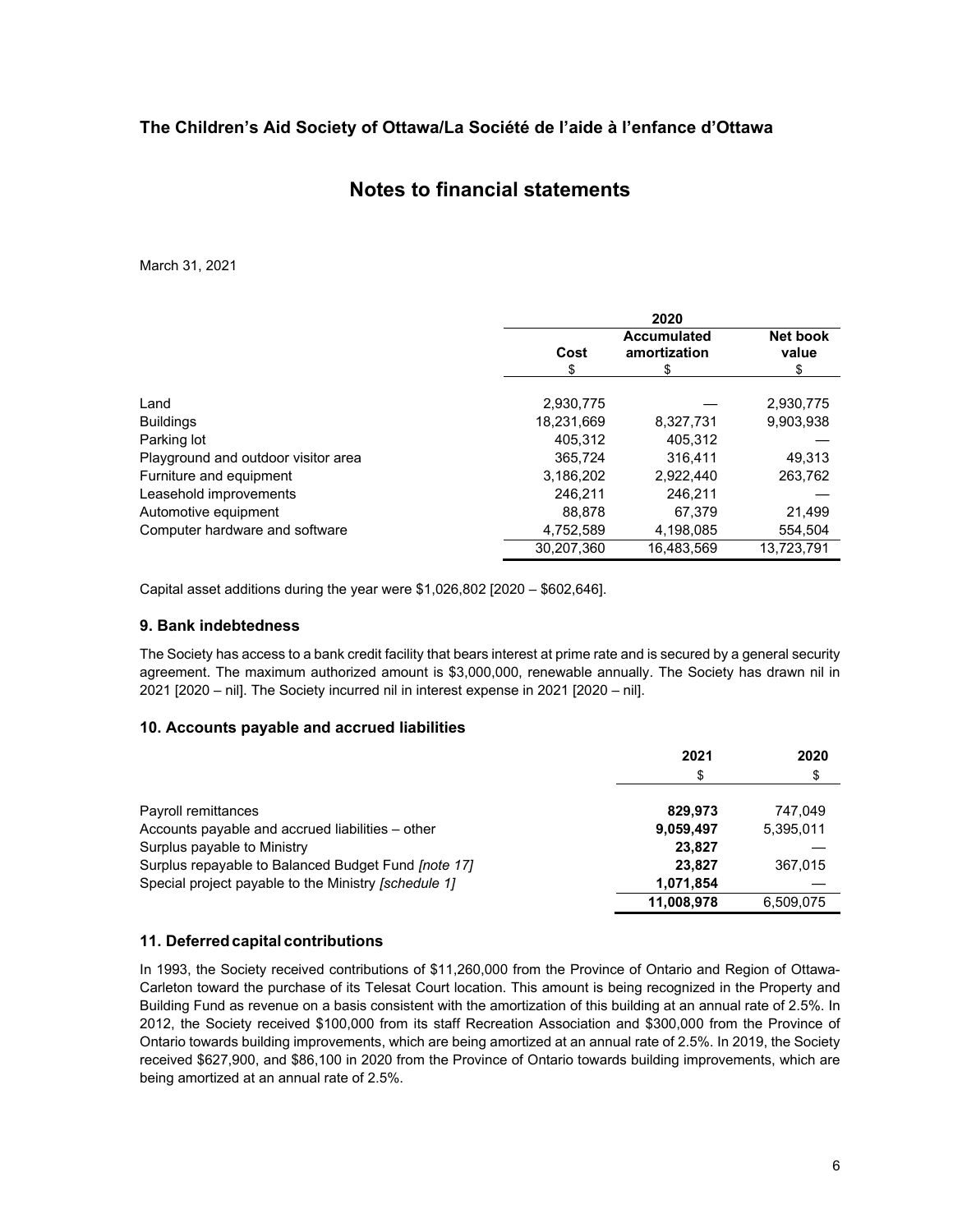# The Children's Aid Society of Ottawa/La Société de l'aide à l'enfance d'Ottawa

## Notes to financial statements

March 31, 2021

| | 2020 | | |
|---|---|---|---|
| | Cost | Accumulated amortization | Net book value |
| | $ | $ | $ |
| Land | 2,930,775 | — | 2,930,775 |
| Buildings | 18,231,669 | 8,327,731 | 9,903,938 |
| Parking lot | 405,312 | 405,312 | — |
| Playground and outdoor visitor area | 365,724 | 316,411 | 49,313 |
| Furniture and equipment | 3,186,202 | 2,922,440 | 263,762 |
| Leasehold improvements | 246,211 | 246,211 | — |
| Automotive equipment | 88,878 | 67,379 | 21,499 |
| Computer hardware and software | 4,752,589 | 4,198,085 | 554,504 |
| | 30,207,360 | 16,483,569 | 13,723,791 |

Capital asset additions during the year were $1,026,802 [2020 – $602,646].

### 9. Bank indebtedness

The Society has access to a bank credit facility that bears interest at prime rate and is secured by a general security agreement. The maximum authorized amount is $3,000,000, renewable annually. The Society has drawn nil in 2021 [2020 – nil]. The Society incurred nil in interest expense in 2021 [2020 – nil].

### 10. Accounts payable and accrued liabilities

| | 2021 | 2020 |
|---|---|---|
| | $ | $ |
| Payroll remittances | **829,973** | 747,049 |
| Accounts payable and accrued liabilities – other | **9,059,497** | 5,395,011 |
| Surplus payable to Ministry | **23,827** | — |
| Surplus repayable to Balanced Budget Fund *[note 17]* | **23,827** | 367,015 |
| Special project payable to the Ministry *[schedule 1]* | **1,071,854** | — |
| | **11,008,978** | 6,509,075 |

### 11. Deferred capital contributions

In 1993, the Society received contributions of $11,260,000 from the Province of Ontario and Region of Ottawa-Carleton toward the purchase of its Telesat Court location. This amount is being recognized in the Property and Building Fund as revenue on a basis consistent with the amortization of this building at an annual rate of 2.5%. In 2012, the Society received $100,000 from its staff Recreation Association and $300,000 from the Province of Ontario towards building improvements, which are being amortized at an annual rate of 2.5%. In 2019, the Society received $627,900, and $86,100 in 2020 from the Province of Ontario towards building improvements, which are being amortized at an annual rate of 2.5%.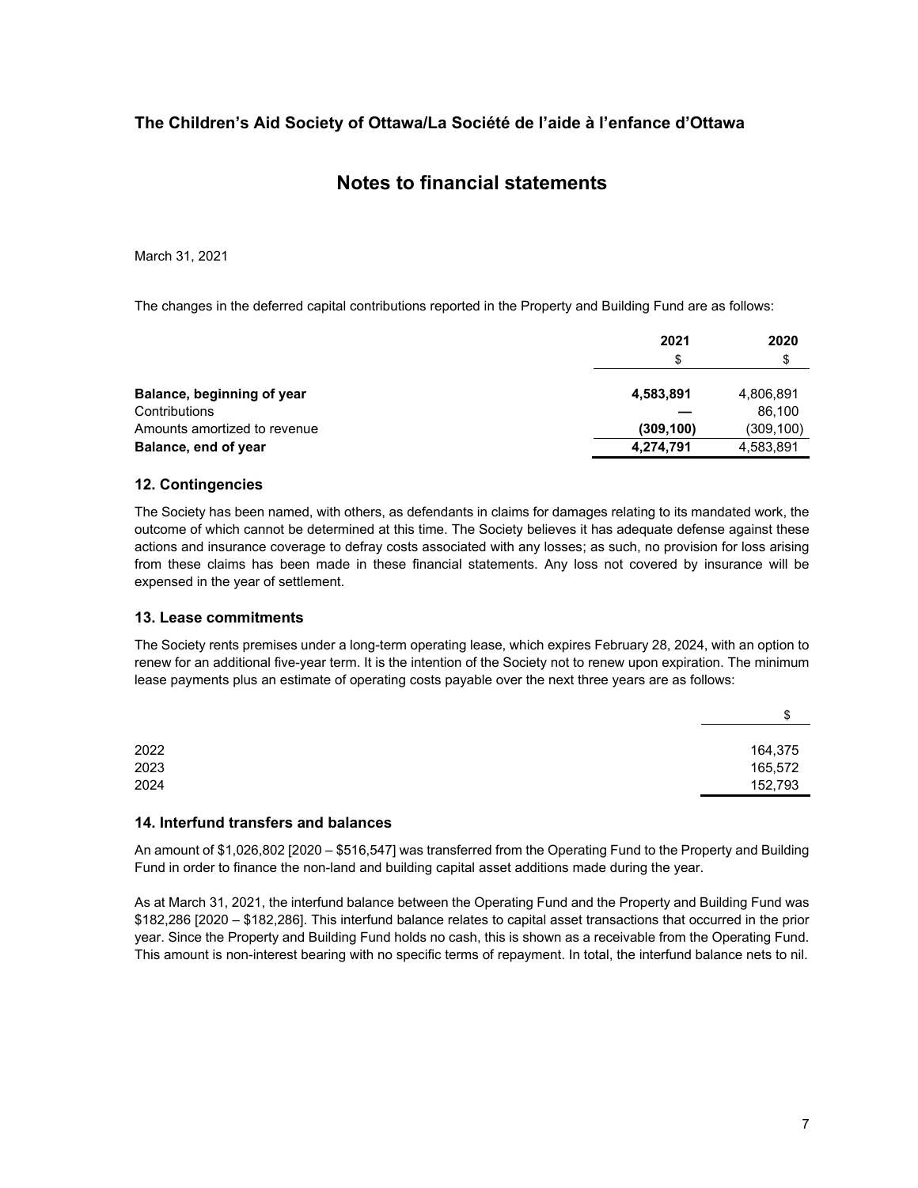March 31, 2021

The changes in the deferred capital contributions reported in the Property and Building Fund are as follows:

| | 2021 | 2020 |
|---|---|---|
| | $ | $ |
| **Balance, beginning of year** | **4,583,891** | 4,806,891 |
| Contributions | **—** | 86,100 |
| Amounts amortized to revenue | **(309,100)** | (309,100) |
| **Balance, end of year** | **4,274,791** | 4,583,891 |

## 12. Contingencies

The Society has been named, with others, as defendants in claims for damages relating to its mandated work, the outcome of which cannot be determined at this time. The Society believes it has adequate defense against these actions and insurance coverage to defray costs associated with any losses; as such, no provision for loss arising from these claims has been made in these financial statements. Any loss not covered by insurance will be expensed in the year of settlement.

## 13. Lease commitments

The Society rents premises under a long-term operating lease, which expires February 28, 2024, with an option to renew for an additional five-year term. It is the intention of the Society not to renew upon expiration. The minimum lease payments plus an estimate of operating costs payable over the next three years are as follows:

| | $ |
|---|---|
| 2022 | 164,375 |
| 2023 | 165,572 |
| 2024 | 152,793 |

## 14. Interfund transfers and balances

An amount of $1,026,802 [2020 – $516,547] was transferred from the Operating Fund to the Property and Building Fund in order to finance the non-land and building capital asset additions made during the year.

As at March 31, 2021, the interfund balance between the Operating Fund and the Property and Building Fund was $182,286 [2020 – $182,286]. This interfund balance relates to capital asset transactions that occurred in the prior year. Since the Property and Building Fund holds no cash, this is shown as a receivable from the Operating Fund. This amount is non-interest bearing with no specific terms of repayment. In total, the interfund balance nets to nil.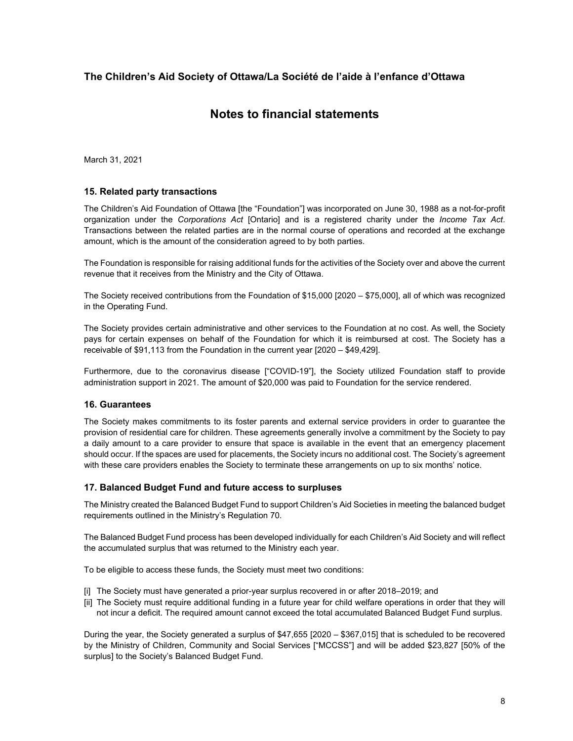# The Children's Aid Society of Ottawa/La Société de l'aide à l'enfance d'Ottawa

## Notes to financial statements

March 31, 2021

### 15. Related party transactions

The Children's Aid Foundation of Ottawa [the "Foundation"] was incorporated on June 30, 1988 as a not-for-profit organization under the *Corporations Act* [Ontario] and is a registered charity under the *Income Tax Act*. Transactions between the related parties are in the normal course of operations and recorded at the exchange amount, which is the amount of the consideration agreed to by both parties.

The Foundation is responsible for raising additional funds for the activities of the Society over and above the current revenue that it receives from the Ministry and the City of Ottawa.

The Society received contributions from the Foundation of $15,000 [2020 – $75,000], all of which was recognized in the Operating Fund.

The Society provides certain administrative and other services to the Foundation at no cost. As well, the Society pays for certain expenses on behalf of the Foundation for which it is reimbursed at cost. The Society has a receivable of $91,113 from the Foundation in the current year [2020 – $49,429].

Furthermore, due to the coronavirus disease ["COVID-19"], the Society utilized Foundation staff to provide administration support in 2021. The amount of $20,000 was paid to Foundation for the service rendered.

### 16. Guarantees

The Society makes commitments to its foster parents and external service providers in order to guarantee the provision of residential care for children. These agreements generally involve a commitment by the Society to pay a daily amount to a care provider to ensure that space is available in the event that an emergency placement should occur. If the spaces are used for placements, the Society incurs no additional cost. The Society's agreement with these care providers enables the Society to terminate these arrangements on up to six months' notice.

### 17. Balanced Budget Fund and future access to surpluses

The Ministry created the Balanced Budget Fund to support Children's Aid Societies in meeting the balanced budget requirements outlined in the Ministry's Regulation 70.

The Balanced Budget Fund process has been developed individually for each Children's Aid Society and will reflect the accumulated surplus that was returned to the Ministry each year.

To be eligible to access these funds, the Society must meet two conditions:

[i] The Society must have generated a prior-year surplus recovered in or after 2018–2019; and
[ii] The Society must require additional funding in a future year for child welfare operations in order that they will not incur a deficit. The required amount cannot exceed the total accumulated Balanced Budget Fund surplus.

During the year, the Society generated a surplus of $47,655 [2020 – $367,015] that is scheduled to be recovered by the Ministry of Children, Community and Social Services ["MCCSS"] and will be added $23,827 [50% of the surplus] to the Society's Balanced Budget Fund.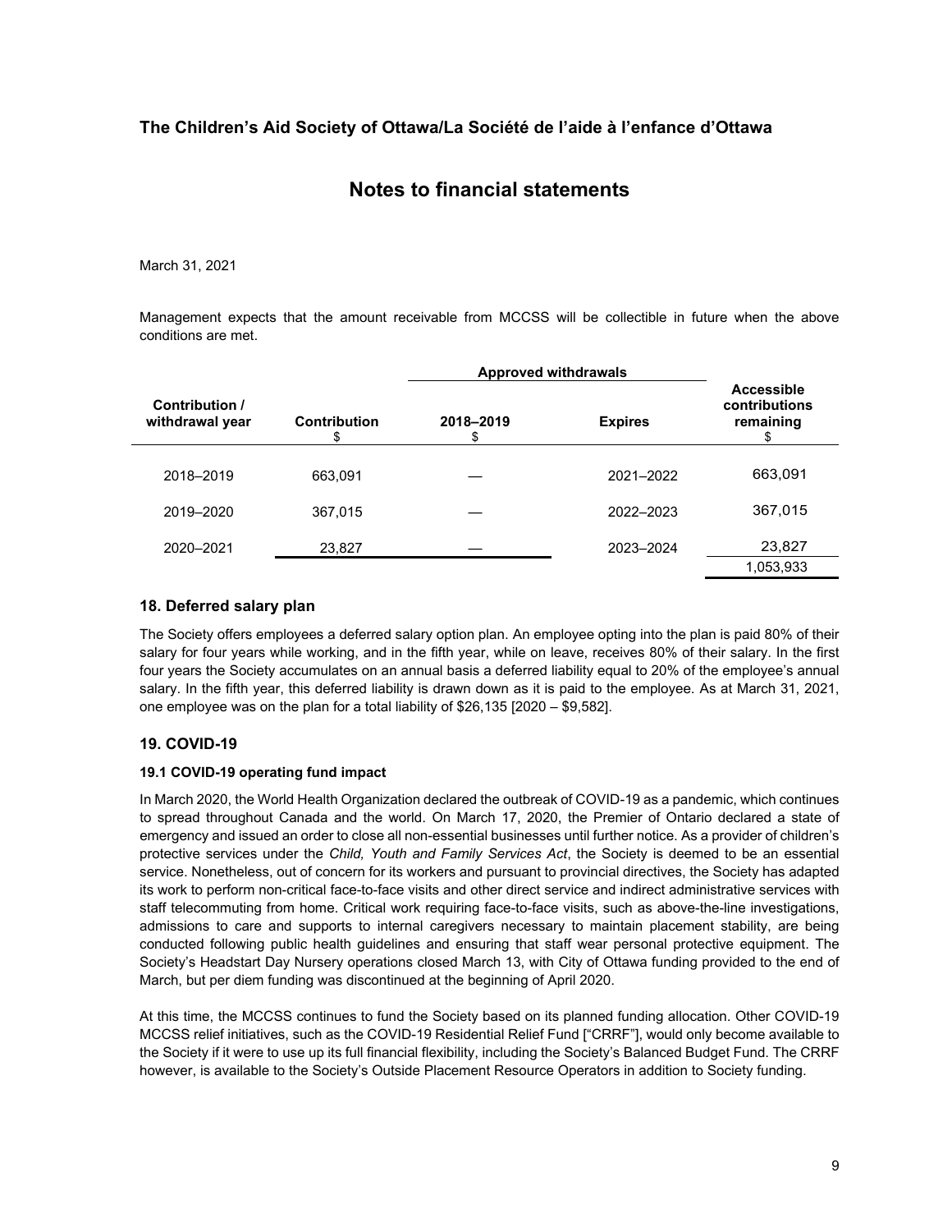March 31, 2021

Management expects that the amount receivable from MCCSS will be collectible in future when the above conditions are met.

| Contribution / withdrawal year | Contribution $ | Approved withdrawals 2018–2019 $ | Expires | Accessible contributions remaining $ |
|---|---|---|---|---|
| 2018–2019 | 663,091 | — | 2021–2022 | 663,091 |
| 2019–2020 | 367,015 | — | 2022–2023 | 367,015 |
| 2020–2021 | 23,827 | — | 2023–2024 | 23,827 |
| | | | | 1,053,933 |

## 18. Deferred salary plan

The Society offers employees a deferred salary option plan. An employee opting into the plan is paid 80% of their salary for four years while working, and in the fifth year, while on leave, receives 80% of their salary. In the first four years the Society accumulates on an annual basis a deferred liability equal to 20% of the employee's annual salary. In the fifth year, this deferred liability is drawn down as it is paid to the employee. As at March 31, 2021, one employee was on the plan for a total liability of $26,135 [2020 – $9,582].

## 19. COVID-19

### 19.1 COVID-19 operating fund impact

In March 2020, the World Health Organization declared the outbreak of COVID-19 as a pandemic, which continues to spread throughout Canada and the world. On March 17, 2020, the Premier of Ontario declared a state of emergency and issued an order to close all non-essential businesses until further notice. As a provider of children's protective services under the *Child, Youth and Family Services Act*, the Society is deemed to be an essential service. Nonetheless, out of concern for its workers and pursuant to provincial directives, the Society has adapted its work to perform non-critical face-to-face visits and other direct service and indirect administrative services with staff telecommuting from home. Critical work requiring face-to-face visits, such as above-the-line investigations, admissions to care and supports to internal caregivers necessary to maintain placement stability, are being conducted following public health guidelines and ensuring that staff wear personal protective equipment. The Society's Headstart Day Nursery operations closed March 13, with City of Ottawa funding provided to the end of March, but per diem funding was discontinued at the beginning of April 2020.

At this time, the MCCSS continues to fund the Society based on its planned funding allocation. Other COVID-19 MCCSS relief initiatives, such as the COVID-19 Residential Relief Fund ["CRRF"], would only become available to the Society if it were to use up its full financial flexibility, including the Society's Balanced Budget Fund. The CRRF however, is available to the Society's Outside Placement Resource Operators in addition to Society funding.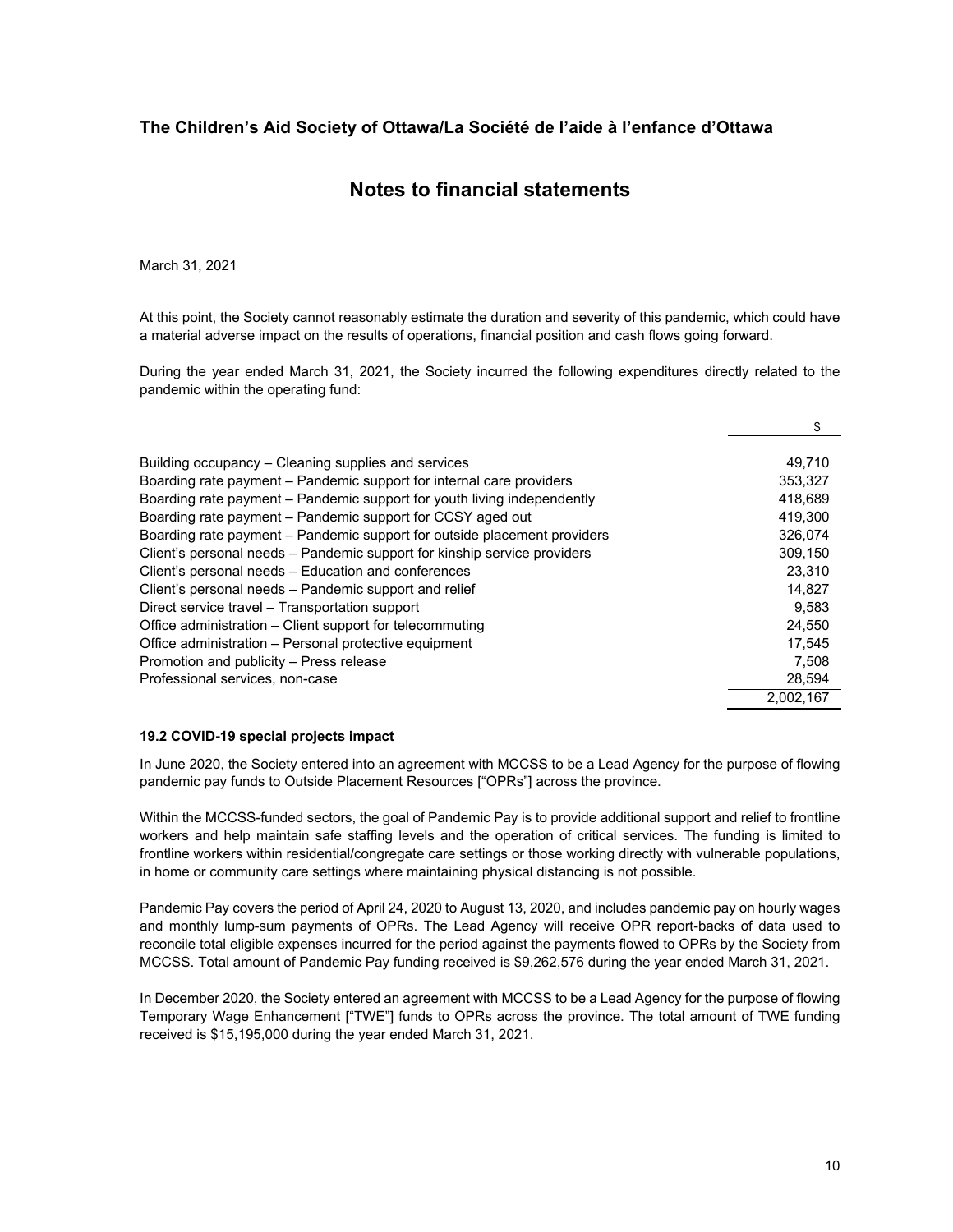# The Children's Aid Society of Ottawa/La Société de l'aide à l'enfance d'Ottawa

## Notes to financial statements

March 31, 2021

At this point, the Society cannot reasonably estimate the duration and severity of this pandemic, which could have a material adverse impact on the results of operations, financial position and cash flows going forward.

During the year ended March 31, 2021, the Society incurred the following expenditures directly related to the pandemic within the operating fund:

| | $ |
|---|---|
| Building occupancy – Cleaning supplies and services | 49,710 |
| Boarding rate payment – Pandemic support for internal care providers | 353,327 |
| Boarding rate payment – Pandemic support for youth living independently | 418,689 |
| Boarding rate payment – Pandemic support for CCSY aged out | 419,300 |
| Boarding rate payment – Pandemic support for outside placement providers | 326,074 |
| Client's personal needs – Pandemic support for kinship service providers | 309,150 |
| Client's personal needs – Education and conferences | 23,310 |
| Client's personal needs – Pandemic support and relief | 14,827 |
| Direct service travel – Transportation support | 9,583 |
| Office administration – Client support for telecommuting | 24,550 |
| Office administration – Personal protective equipment | 17,545 |
| Promotion and publicity – Press release | 7,508 |
| Professional services, non-case | 28,594 |
| | 2,002,167 |

**19.2 COVID-19 special projects impact**

In June 2020, the Society entered into an agreement with MCCSS to be a Lead Agency for the purpose of flowing pandemic pay funds to Outside Placement Resources ["OPRs"] across the province.

Within the MCCSS-funded sectors, the goal of Pandemic Pay is to provide additional support and relief to frontline workers and help maintain safe staffing levels and the operation of critical services. The funding is limited to frontline workers within residential/congregate care settings or those working directly with vulnerable populations, in home or community care settings where maintaining physical distancing is not possible.

Pandemic Pay covers the period of April 24, 2020 to August 13, 2020, and includes pandemic pay on hourly wages and monthly lump-sum payments of OPRs. The Lead Agency will receive OPR report-backs of data used to reconcile total eligible expenses incurred for the period against the payments flowed to OPRs by the Society from MCCSS. Total amount of Pandemic Pay funding received is $9,262,576 during the year ended March 31, 2021.

In December 2020, the Society entered an agreement with MCCSS to be a Lead Agency for the purpose of flowing Temporary Wage Enhancement ["TWE"] funds to OPRs across the province. The total amount of TWE funding received is $15,195,000 during the year ended March 31, 2021.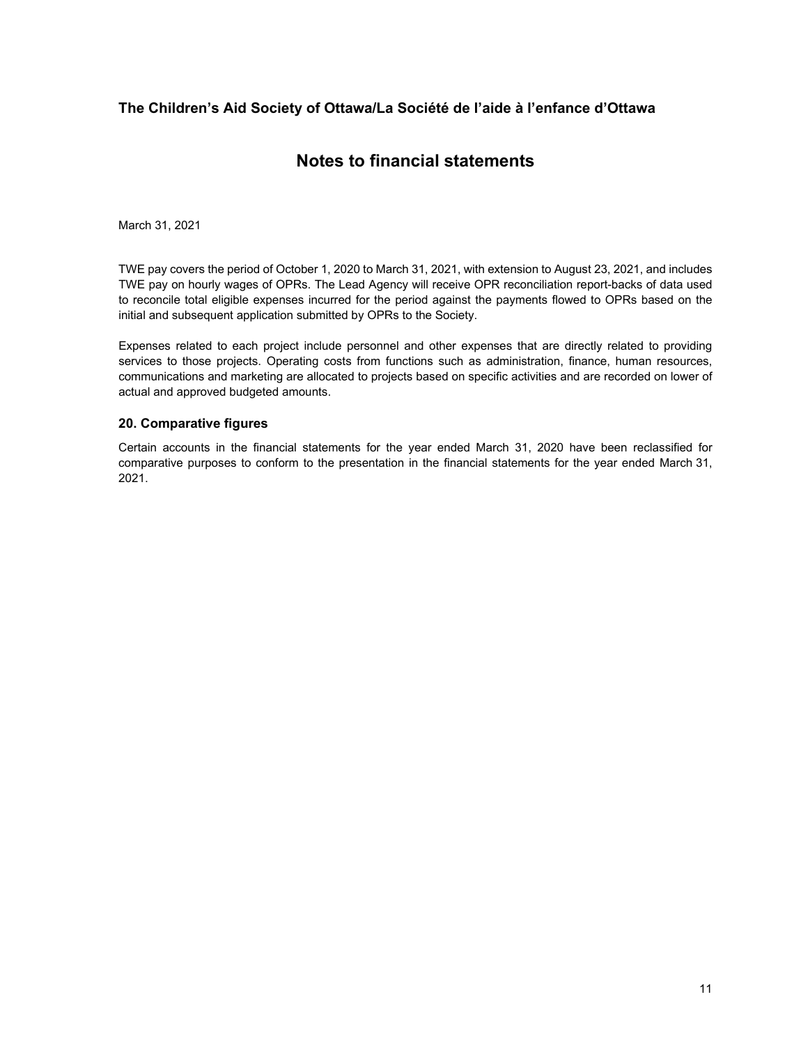TWE pay covers the period of October 1, 2020 to March 31, 2021, with extension to August 23, 2021, and includes TWE pay on hourly wages of OPRs. The Lead Agency will receive OPR reconciliation report-backs of data used to reconcile total eligible expenses incurred for the period against the payments flowed to OPRs based on the initial and subsequent application submitted by OPRs to the Society.

Expenses related to each project include personnel and other expenses that are directly related to providing services to those projects. Operating costs from functions such as administration, finance, human resources, communications and marketing are allocated to projects based on specific activities and are recorded on lower of actual and approved budgeted amounts.

### 20. Comparative figures

Certain accounts in the financial statements for the year ended March 31, 2020 have been reclassified for comparative purposes to conform to the presentation in the financial statements for the year ended March 31, 2021.